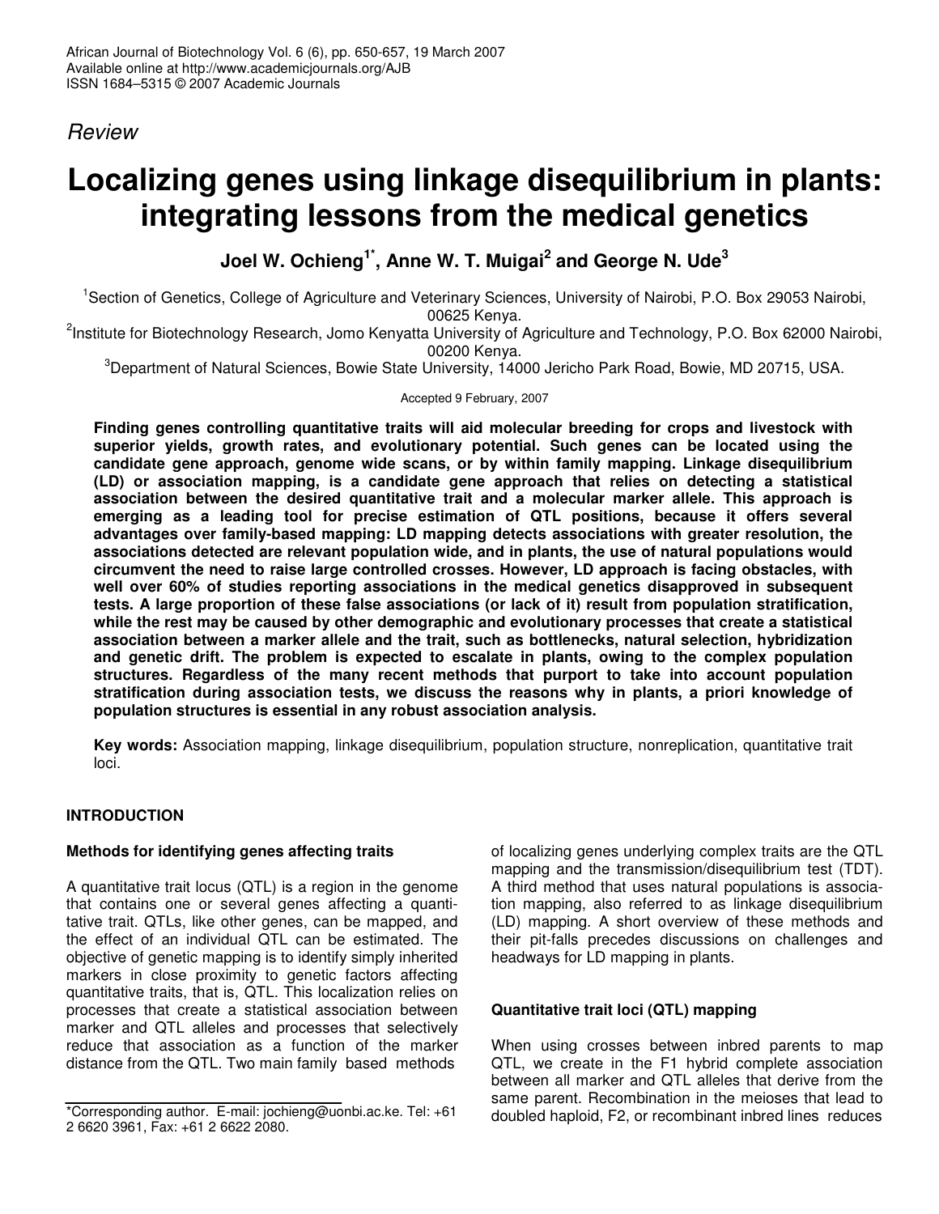*Review*

# Localizing genes using linkage disequilibrium in plants: integrating lessons from the medical genetics

**Joel W. Ochieng[1]*, Anne W. T. Muigai[2] and George N. Ude[3]**

[1]Section of Genetics, College of Agriculture and Veterinary Sciences, University of Nairobi, P.O. Box 29053 Nairobi, 00625 Kenya.

[2]Institute for Biotechnology Research, Jomo Kenyatta University of Agriculture and Technology, P.O. Box 62000 Nairobi, 00200 Kenya.

[3]Department of Natural Sciences, Bowie State University, 14000 Jericho Park Road, Bowie, MD 20715, USA.

Accepted 9 February, 2007

**Finding genes controlling quantitative traits will aid molecular breeding for crops and livestock with superior yields, growth rates, and evolutionary potential. Such genes can be located using the candidate gene approach, genome wide scans, or by within family mapping. Linkage disequilibrium (LD) or association mapping, is a candidate gene approach that relies on detecting a statistical association between the desired quantitative trait and a molecular marker allele. This approach is emerging as a leading tool for precise estimation of QTL positions, because it offers several advantages over family-based mapping: LD mapping detects associations with greater resolution, the associations detected are relevant population wide, and in plants, the use of natural populations would circumvent the need to raise large controlled crosses. However, LD approach is facing obstacles, with well over 60% of studies reporting associations in the medical genetics disapproved in subsequent tests. A large proportion of these false associations (or lack of it) result from population stratification, while the rest may be caused by other demographic and evolutionary processes that create a statistical association between a marker allele and the trait, such as bottlenecks, natural selection, hybridization and genetic drift. The problem is expected to escalate in plants, owing to the complex population structures. Regardless of the many recent methods that purport to take into account population stratification during association tests, we discuss the reasons why in plants, a priori knowledge of population structures is essential in any robust association analysis.**

**Key words:** Association mapping, linkage disequilibrium, population structure, nonreplication, quantitative trait loci.

## INTRODUCTION

### Methods for identifying genes affecting traits

A quantitative trait locus (QTL) is a region in the genome that contains one or several genes affecting a quantitative trait. QTLs, like other genes, can be mapped, and the effect of an individual QTL can be estimated. The objective of genetic mapping is to identify simply inherited markers in close proximity to genetic factors affecting quantitative traits, that is, QTL. This localization relies on processes that create a statistical association between marker and QTL alleles and processes that selectively reduce that association as a function of the marker distance from the QTL. Two main family based methods of localizing genes underlying complex traits are the QTL mapping and the transmission/disequilibrium test (TDT). A third method that uses natural populations is association mapping, also referred to as linkage disequilibrium (LD) mapping. A short overview of these methods and their pit-falls precedes discussions on challenges and headways for LD mapping in plants.

### Quantitative trait loci (QTL) mapping

When using crosses between inbred parents to map QTL, we create in the F1 hybrid complete association between all marker and QTL alleles that derive from the same parent. Recombination in the meioses that lead to doubled haploid, F2, or recombinant inbred lines reduces

*Corresponding author. E-mail: jochieng@uonbi.ac.ke. Tel: +61 2 6620 3961, Fax: +61 2 6622 2080.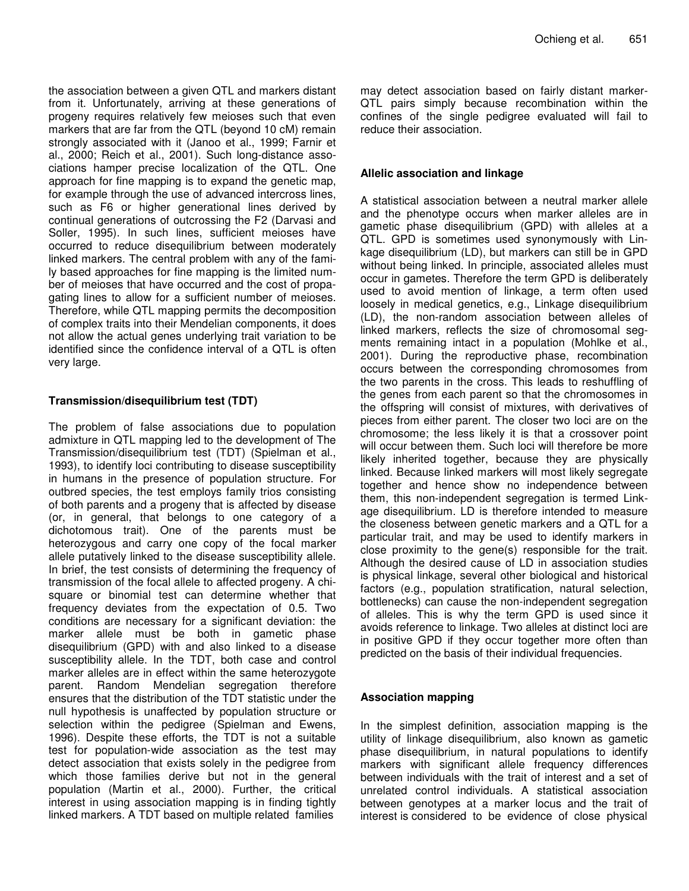the association between a given QTL and markers distant from it. Unfortunately, arriving at these generations of progeny requires relatively few meioses such that even markers that are far from the QTL (beyond 10 cM) remain strongly associated with it (Janoo et al., 1999; Farnir et al., 2000; Reich et al., 2001). Such long-distance associations hamper precise localization of the QTL. One approach for fine mapping is to expand the genetic map, for example through the use of advanced intercross lines, such as F6 or higher generational lines derived by continual generations of outcrossing the F2 (Darvasi and Soller, 1995). In such lines, sufficient meioses have occurred to reduce disequilibrium between moderately linked markers. The central problem with any of the family based approaches for fine mapping is the limited number of meioses that have occurred and the cost of propagating lines to allow for a sufficient number of meioses. Therefore, while QTL mapping permits the decomposition of complex traits into their Mendelian components, it does not allow the actual genes underlying trait variation to be identified since the confidence interval of a QTL is often very large.

## Transmission/disequilibrium test (TDT)

The problem of false associations due to population admixture in QTL mapping led to the development of The Transmission/disequilibrium test (TDT) (Spielman et al., 1993), to identify loci contributing to disease susceptibility in humans in the presence of population structure. For outbred species, the test employs family trios consisting of both parents and a progeny that is affected by disease (or, in general, that belongs to one category of a dichotomous trait). One of the parents must be heterozygous and carry one copy of the focal marker allele putatively linked to the disease susceptibility allele. In brief, the test consists of determining the frequency of transmission of the focal allele to affected progeny. A chi-square or binomial test can determine whether that frequency deviates from the expectation of 0.5. Two conditions are necessary for a significant deviation: the marker allele must be both in gametic phase disequilibrium (GPD) with and also linked to a disease susceptibility allele. In the TDT, both case and control marker alleles are in effect within the same heterozygote parent. Random Mendelian segregation therefore ensures that the distribution of the TDT statistic under the null hypothesis is unaffected by population structure or selection within the pedigree (Spielman and Ewens, 1996). Despite these efforts, the TDT is not a suitable test for population-wide association as the test may detect association that exists solely in the pedigree from which those families derive but not in the general population (Martin et al., 2000). Further, the critical interest in using association mapping is in finding tightly linked markers. A TDT based on multiple related families may detect association based on fairly distant marker-QTL pairs simply because recombination within the confines of the single pedigree evaluated will fail to reduce their association.

## Allelic association and linkage

A statistical association between a neutral marker allele and the phenotype occurs when marker alleles are in gametic phase disequilibrium (GPD) with alleles at a QTL. GPD is sometimes used synonymously with Linkage disequilibrium (LD), but markers can still be in GPD without being linked. In principle, associated alleles must occur in gametes. Therefore the term GPD is deliberately used to avoid mention of linkage, a term often used loosely in medical genetics, e.g., Linkage disequilibrium (LD), the non-random association between alleles of linked markers, reflects the size of chromosomal segments remaining intact in a population (Mohlke et al., 2001). During the reproductive phase, recombination occurs between the corresponding chromosomes from the two parents in the cross. This leads to reshuffling of the genes from each parent so that the chromosomes in the offspring will consist of mixtures, with derivatives of pieces from either parent. The closer two loci are on the chromosome; the less likely it is that a crossover point will occur between them. Such loci will therefore be more likely inherited together, because they are physically linked. Because linked markers will most likely segregate together and hence show no independence between them, this non-independent segregation is termed Linkage disequilibrium. LD is therefore intended to measure the closeness between genetic markers and a QTL for a particular trait, and may be used to identify markers in close proximity to the gene(s) responsible for the trait. Although the desired cause of LD in association studies is physical linkage, several other biological and historical factors (e.g., population stratification, natural selection, bottlenecks) can cause the non-independent segregation of alleles. This is why the term GPD is used since it avoids reference to linkage. Two alleles at distinct loci are in positive GPD if they occur together more often than predicted on the basis of their individual frequencies.

## Association mapping

In the simplest definition, association mapping is the utility of linkage disequilibrium, also known as gametic phase disequilibrium, in natural populations to identify markers with significant allele frequency differences between individuals with the trait of interest and a set of unrelated control individuals. A statistical association between genotypes at a marker locus and the trait of interest is considered to be evidence of close physical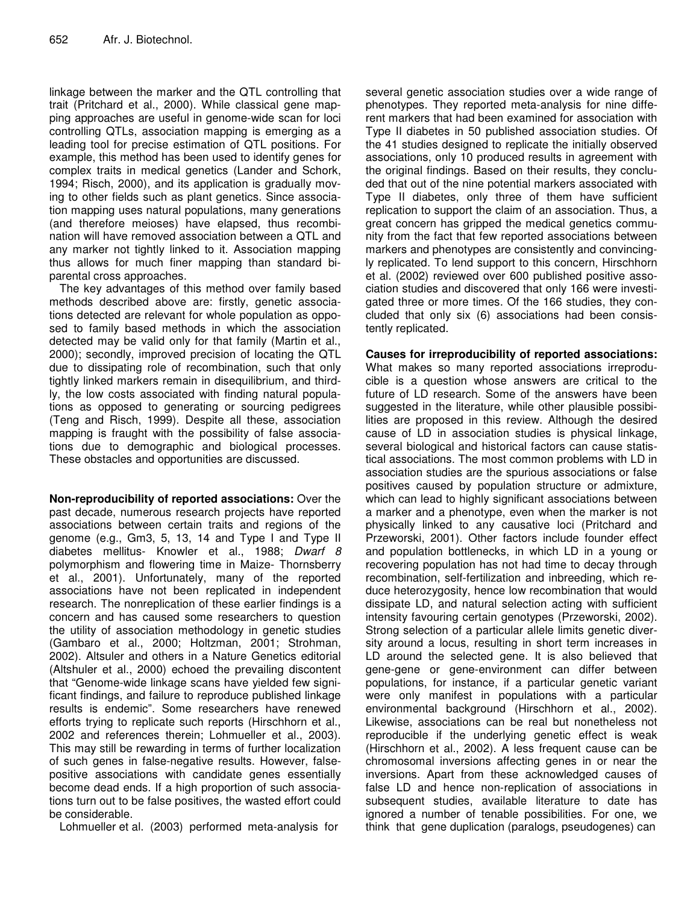linkage between the marker and the QTL controlling that trait (Pritchard et al., 2000). While classical gene mapping approaches are useful in genome-wide scan for loci controlling QTLs, association mapping is emerging as a leading tool for precise estimation of QTL positions. For example, this method has been used to identify genes for complex traits in medical genetics (Lander and Schork, 1994; Risch, 2000), and its application is gradually moving to other fields such as plant genetics. Since association mapping uses natural populations, many generations (and therefore meioses) have elapsed, thus recombination will have removed association between a QTL and any marker not tightly linked to it. Association mapping thus allows for much finer mapping than standard biparental cross approaches.

The key advantages of this method over family based methods described above are: firstly, genetic associations detected are relevant for whole population as opposed to family based methods in which the association detected may be valid only for that family (Martin et al., 2000); secondly, improved precision of locating the QTL due to dissipating role of recombination, such that only tightly linked markers remain in disequilibrium, and thirdly, the low costs associated with finding natural populations as opposed to generating or sourcing pedigrees (Teng and Risch, 1999). Despite all these, association mapping is fraught with the possibility of false associations due to demographic and biological processes. These obstacles and opportunities are discussed.

**Non-reproducibility of reported associations:** Over the past decade, numerous research projects have reported associations between certain traits and regions of the genome (e.g., Gm3, 5, 13, 14 and Type I and Type II diabetes mellitus- Knowler et al., 1988; *Dwarf 8* polymorphism and flowering time in Maize- Thornsberry et al., 2001). Unfortunately, many of the reported associations have not been replicated in independent research. The nonreplication of these earlier findings is a concern and has caused some researchers to question the utility of association methodology in genetic studies (Gambaro et al., 2000; Holtzman, 2001; Strohman, 2002). Altsuler and others in a Nature Genetics editorial (Altshuler et al., 2000) echoed the prevailing discontent that "Genome-wide linkage scans have yielded few significant findings, and failure to reproduce published linkage results is endemic". Some researchers have renewed efforts trying to replicate such reports (Hirschhorn et al., 2002 and references therein; Lohmueller et al., 2003). This may still be rewarding in terms of further localization of such genes in false-negative results. However, false-positive associations with candidate genes essentially become dead ends. If a high proportion of such associations turn out to be false positives, the wasted effort could be considerable.

Lohmueller et al. (2003) performed meta-analysis for several genetic association studies over a wide range of phenotypes. They reported meta-analysis for nine different markers that had been examined for association with Type II diabetes in 50 published association studies. Of the 41 studies designed to replicate the initially observed associations, only 10 produced results in agreement with the original findings. Based on their results, they concluded that out of the nine potential markers associated with Type II diabetes, only three of them have sufficient replication to support the claim of an association. Thus, a great concern has gripped the medical genetics community from the fact that few reported associations between markers and phenotypes are consistently and convincingly replicated. To lend support to this concern, Hirschhorn et al. (2002) reviewed over 600 published positive association studies and discovered that only 166 were investigated three or more times. Of the 166 studies, they concluded that only six (6) associations had been consistently replicated.

**Causes for irreproducibility of reported associations:** What makes so many reported associations irreproducible is a question whose answers are critical to the future of LD research. Some of the answers have been suggested in the literature, while other plausible possibilities are proposed in this review. Although the desired cause of LD in association studies is physical linkage, several biological and historical factors can cause statistical associations. The most common problems with LD in association studies are the spurious associations or false positives caused by population structure or admixture, which can lead to highly significant associations between a marker and a phenotype, even when the marker is not physically linked to any causative loci (Pritchard and Przeworski, 2001). Other factors include founder effect and population bottlenecks, in which LD in a young or recovering population has not had time to decay through recombination, self-fertilization and inbreeding, which reduce heterozygosity, hence low recombination that would dissipate LD, and natural selection acting with sufficient intensity favouring certain genotypes (Przeworski, 2002). Strong selection of a particular allele limits genetic diversity around a locus, resulting in short term increases in LD around the selected gene. It is also believed that gene-gene or gene-environment can differ between populations, for instance, if a particular genetic variant were only manifest in populations with a particular environmental background (Hirschhorn et al., 2002). Likewise, associations can be real but nonetheless not reproducible if the underlying genetic effect is weak (Hirschhorn et al., 2002). A less frequent cause can be chromosomal inversions affecting genes in or near the inversions. Apart from these acknowledged causes of false LD and hence non-replication of associations in subsequent studies, available literature to date has ignored a number of tenable possibilities. For one, we think that gene duplication (paralogs, pseudogenes) can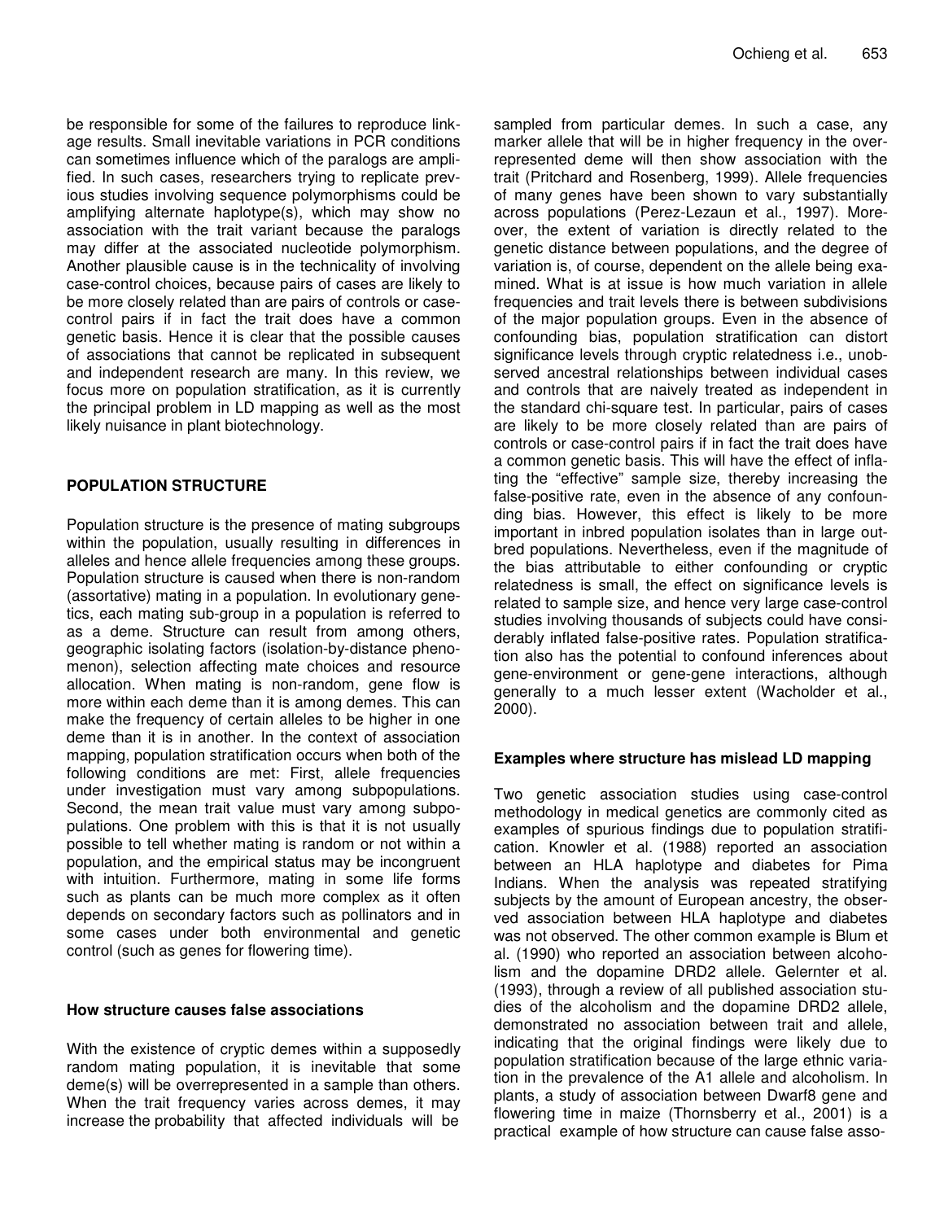be responsible for some of the failures to reproduce linkage results. Small inevitable variations in PCR conditions can sometimes influence which of the paralogs are amplified. In such cases, researchers trying to replicate previous studies involving sequence polymorphisms could be amplifying alternate haplotype(s), which may show no association with the trait variant because the paralogs may differ at the associated nucleotide polymorphism. Another plausible cause is in the technicality of involving case-control choices, because pairs of cases are likely to be more closely related than are pairs of controls or case-control pairs if in fact the trait does have a common genetic basis. Hence it is clear that the possible causes of associations that cannot be replicated in subsequent and independent research are many. In this review, we focus more on population stratification, as it is currently the principal problem in LD mapping as well as the most likely nuisance in plant biotechnology.

## POPULATION STRUCTURE

Population structure is the presence of mating subgroups within the population, usually resulting in differences in alleles and hence allele frequencies among these groups. Population structure is caused when there is non-random (assortative) mating in a population. In evolutionary genetics, each mating sub-group in a population is referred to as a deme. Structure can result from among others, geographic isolating factors (isolation-by-distance phenomenon), selection affecting mate choices and resource allocation. When mating is non-random, gene flow is more within each deme than it is among demes. This can make the frequency of certain alleles to be higher in one deme than it is in another. In the context of association mapping, population stratification occurs when both of the following conditions are met: First, allele frequencies under investigation must vary among subpopulations. Second, the mean trait value must vary among subpopulations. One problem with this is that it is not usually possible to tell whether mating is random or not within a population, and the empirical status may be incongruent with intuition. Furthermore, mating in some life forms such as plants can be much more complex as it often depends on secondary factors such as pollinators and in some cases under both environmental and genetic control (such as genes for flowering time).

### How structure causes false associations

With the existence of cryptic demes within a supposedly random mating population, it is inevitable that some deme(s) will be overrepresented in a sample than others. When the trait frequency varies across demes, it may increase the probability that affected individuals will be sampled from particular demes. In such a case, any marker allele that will be in higher frequency in the over-represented deme will then show association with the trait (Pritchard and Rosenberg, 1999). Allele frequencies of many genes have been shown to vary substantially across populations (Perez-Lezaun et al., 1997). Moreover, the extent of variation is directly related to the genetic distance between populations, and the degree of variation is, of course, dependent on the allele being examined. What is at issue is how much variation in allele frequencies and trait levels there is between subdivisions of the major population groups. Even in the absence of confounding bias, population stratification can distort significance levels through cryptic relatedness i.e., unobserved ancestral relationships between individual cases and controls that are naively treated as independent in the standard chi-square test. In particular, pairs of cases are likely to be more closely related than are pairs of controls or case-control pairs if in fact the trait does have a common genetic basis. This will have the effect of inflating the "effective" sample size, thereby increasing the false-positive rate, even in the absence of any confounding bias. However, this effect is likely to be more important in inbred population isolates than in large outbred populations. Nevertheless, even if the magnitude of the bias attributable to either confounding or cryptic relatedness is small, the effect on significance levels is related to sample size, and hence very large case-control studies involving thousands of subjects could have considerably inflated false-positive rates. Population stratification also has the potential to confound inferences about gene-environment or gene-gene interactions, although generally to a much lesser extent (Wacholder et al., 2000).

### Examples where structure has mislead LD mapping

Two genetic association studies using case-control methodology in medical genetics are commonly cited as examples of spurious findings due to population stratification. Knowler et al. (1988) reported an association between an HLA haplotype and diabetes for Pima Indians. When the analysis was repeated stratifying subjects by the amount of European ancestry, the observed association between HLA haplotype and diabetes was not observed. The other common example is Blum et al. (1990) who reported an association between alcoholism and the dopamine DRD2 allele. Gelernter et al. (1993), through a review of all published association studies of the alcoholism and the dopamine DRD2 allele, demonstrated no association between trait and allele, indicating that the original findings were likely due to population stratification because of the large ethnic variation in the prevalence of the A1 allele and alcoholism. In plants, a study of association between Dwarf8 gene and flowering time in maize (Thornsberry et al., 2001) is a practical example of how structure can cause false asso-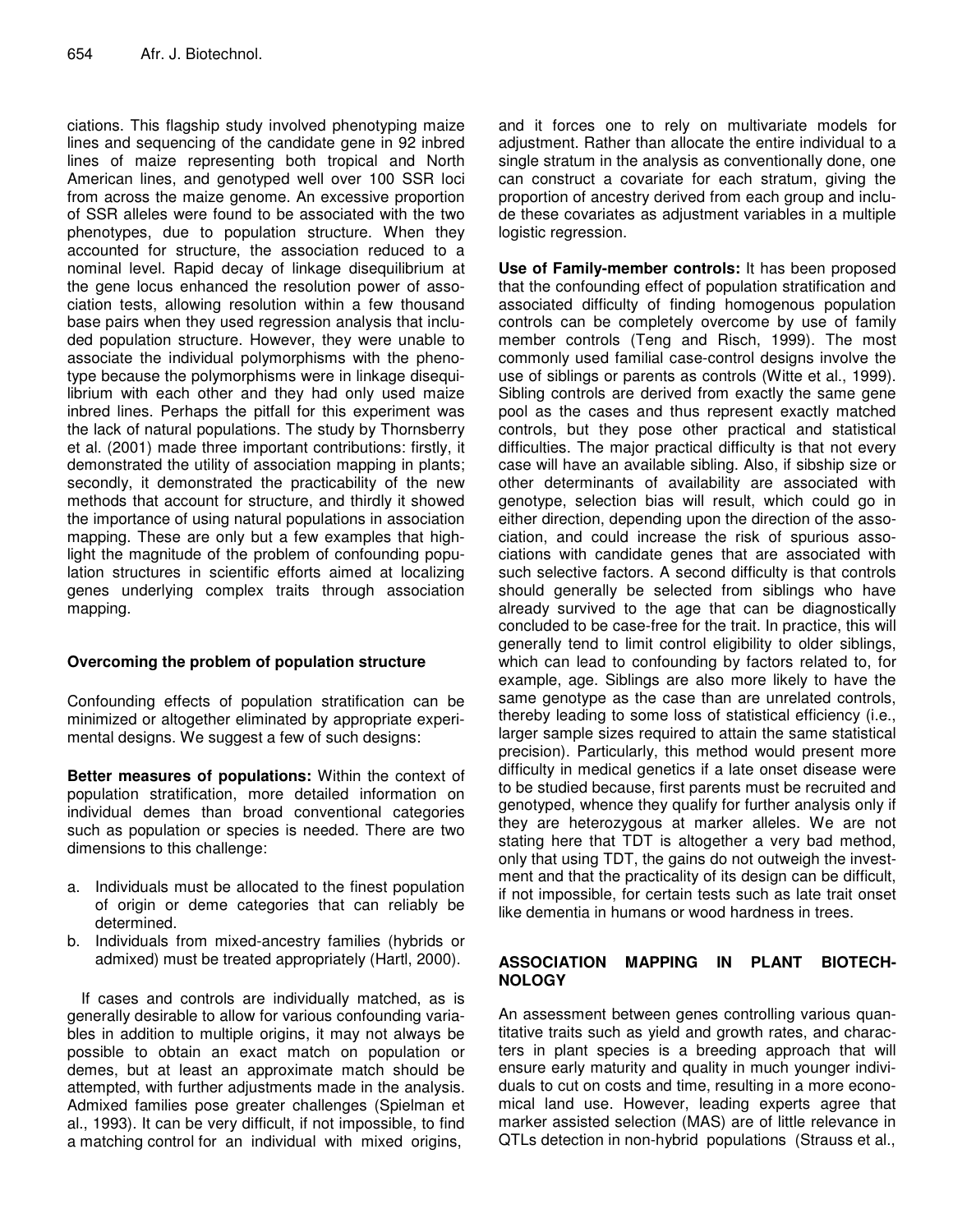ciations. This flagship study involved phenotyping maize lines and sequencing of the candidate gene in 92 inbred lines of maize representing both tropical and North American lines, and genotyped well over 100 SSR loci from across the maize genome. An excessive proportion of SSR alleles were found to be associated with the two phenotypes, due to population structure. When they accounted for structure, the association reduced to a nominal level. Rapid decay of linkage disequilibrium at the gene locus enhanced the resolution power of association tests, allowing resolution within a few thousand base pairs when they used regression analysis that included population structure. However, they were unable to associate the individual polymorphisms with the phenotype because the polymorphisms were in linkage disequilibrium with each other and they had only used maize inbred lines. Perhaps the pitfall for this experiment was the lack of natural populations. The study by Thornsberry et al. (2001) made three important contributions: firstly, it demonstrated the utility of association mapping in plants; secondly, it demonstrated the practicability of the new methods that account for structure, and thirdly it showed the importance of using natural populations in association mapping. These are only but a few examples that highlight the magnitude of the problem of confounding population structures in scientific efforts aimed at localizing genes underlying complex traits through association mapping.

## Overcoming the problem of population structure

Confounding effects of population stratification can be minimized or altogether eliminated by appropriate experimental designs. We suggest a few of such designs:

**Better measures of populations:** Within the context of population stratification, more detailed information on individual demes than broad conventional categories such as population or species is needed. There are two dimensions to this challenge:

a. Individuals must be allocated to the finest population of origin or deme categories that can reliably be determined.
b. Individuals from mixed-ancestry families (hybrids or admixed) must be treated appropriately (Hartl, 2000).

If cases and controls are individually matched, as is generally desirable to allow for various confounding variables in addition to multiple origins, it may not always be possible to obtain an exact match on population or demes, but at least an approximate match should be attempted, with further adjustments made in the analysis. Admixed families pose greater challenges (Spielman et al., 1993). It can be very difficult, if not impossible, to find a matching control for an individual with mixed origins, and it forces one to rely on multivariate models for adjustment. Rather than allocate the entire individual to a single stratum in the analysis as conventionally done, one can construct a covariate for each stratum, giving the proportion of ancestry derived from each group and include these covariates as adjustment variables in a multiple logistic regression.

**Use of Family-member controls:** It has been proposed that the confounding effect of population stratification and associated difficulty of finding homogenous population controls can be completely overcome by use of family member controls (Teng and Risch, 1999). The most commonly used familial case-control designs involve the use of siblings or parents as controls (Witte et al., 1999). Sibling controls are derived from exactly the same gene pool as the cases and thus represent exactly matched controls, but they pose other practical and statistical difficulties. The major practical difficulty is that not every case will have an available sibling. Also, if sibship size or other determinants of availability are associated with genotype, selection bias will result, which could go in either direction, depending upon the direction of the association, and could increase the risk of spurious associations with candidate genes that are associated with such selective factors. A second difficulty is that controls should generally be selected from siblings who have already survived to the age that can be diagnostically concluded to be case-free for the trait. In practice, this will generally tend to limit control eligibility to older siblings, which can lead to confounding by factors related to, for example, age. Siblings are also more likely to have the same genotype as the case than are unrelated controls, thereby leading to some loss of statistical efficiency (i.e., larger sample sizes required to attain the same statistical precision). Particularly, this method would present more difficulty in medical genetics if a late onset disease were to be studied because, first parents must be recruited and genotyped, whence they qualify for further analysis only if they are heterozygous at marker alleles. We are not stating here that TDT is altogether a very bad method, only that using TDT, the gains do not outweigh the investment and that the practicality of its design can be difficult, if not impossible, for certain tests such as late trait onset like dementia in humans or wood hardness in trees.

## ASSOCIATION MAPPING IN PLANT BIOTECHNOLOGY

An assessment between genes controlling various quantitative traits such as yield and growth rates, and characters in plant species is a breeding approach that will ensure early maturity and quality in much younger individuals to cut on costs and time, resulting in a more economical land use. However, leading experts agree that marker assisted selection (MAS) are of little relevance in QTLs detection in non-hybrid populations (Strauss et al.,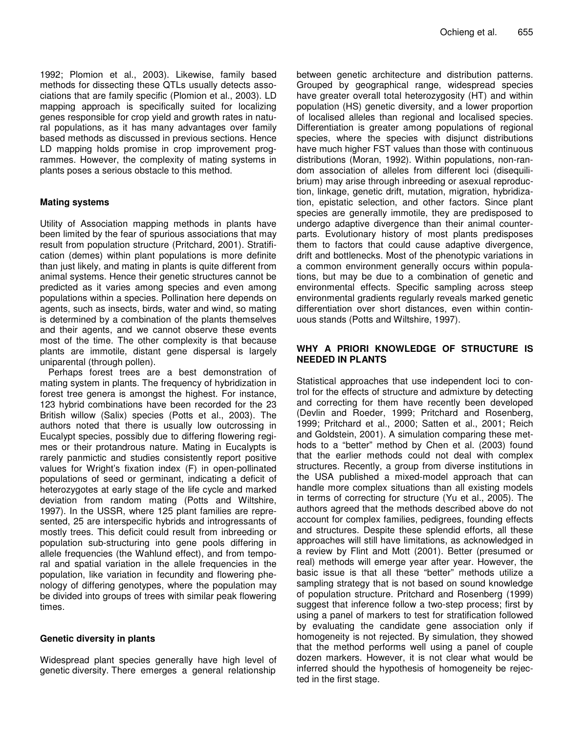1992; Plomion et al., 2003). Likewise, family based methods for dissecting these QTLs usually detects associations that are family specific (Plomion et al., 2003). LD mapping approach is specifically suited for localizing genes responsible for crop yield and growth rates in natural populations, as it has many advantages over family based methods as discussed in previous sections. Hence LD mapping holds promise in crop improvement programmes. However, the complexity of mating systems in plants poses a serious obstacle to this method.

### Mating systems

Utility of Association mapping methods in plants have been limited by the fear of spurious associations that may result from population structure (Pritchard, 2001). Stratification (demes) within plant populations is more definite than just likely, and mating in plants is quite different from animal systems. Hence their genetic structures cannot be predicted as it varies among species and even among populations within a species. Pollination here depends on agents, such as insects, birds, water and wind, so mating is determined by a combination of the plants themselves and their agents, and we cannot observe these events most of the time. The other complexity is that because plants are immotile, distant gene dispersal is largely uniparental (through pollen).

Perhaps forest trees are a best demonstration of mating system in plants. The frequency of hybridization in forest tree genera is amongst the highest. For instance, 123 hybrid combinations have been recorded for the 23 British willow (Salix) species (Potts et al., 2003). The authors noted that there is usually low outcrossing in Eucalypt species, possibly due to differing flowering regimes or their protandrous nature. Mating in Eucalypts is rarely panmictic and studies consistently report positive values for Wright's fixation index (F) in open-pollinated populations of seed or germinant, indicating a deficit of heterozygotes at early stage of the life cycle and marked deviation from random mating (Potts and Wiltshire, 1997). In the USSR, where 125 plant families are represented, 25 are interspecific hybrids and introgressants of mostly trees. This deficit could result from inbreeding or population sub-structuring into gene pools differing in allele frequencies (the Wahlund effect), and from temporal and spatial variation in the allele frequencies in the population, like variation in fecundity and flowering phenology of differing genotypes, where the population may be divided into groups of trees with similar peak flowering times.

### Genetic diversity in plants

Widespread plant species generally have high level of genetic diversity. There emerges a general relationship between genetic architecture and distribution patterns. Grouped by geographical range, widespread species have greater overall total heterozygosity (HT) and within population (HS) genetic diversity, and a lower proportion of localised alleles than regional and localised species. Differentiation is greater among populations of regional species, where the species with disjunct distributions have much higher FST values than those with continuous distributions (Moran, 1992). Within populations, non-random association of alleles from different loci (disequilibrium) may arise through inbreeding or asexual reproduction, linkage, genetic drift, mutation, migration, hybridization, epistatic selection, and other factors. Since plant species are generally immotile, they are predisposed to undergo adaptive divergence than their animal counterparts. Evolutionary history of most plants predisposes them to factors that could cause adaptive divergence, drift and bottlenecks. Most of the phenotypic variations in a common environment generally occurs within populations, but may be due to a combination of genetic and environmental effects. Specific sampling across steep environmental gradients regularly reveals marked genetic differentiation over short distances, even within continuous stands (Potts and Wiltshire, 1997).

## WHY A PRIORI KNOWLEDGE OF STRUCTURE IS NEEDED IN PLANTS

Statistical approaches that use independent loci to control for the effects of structure and admixture by detecting and correcting for them have recently been developed (Devlin and Roeder, 1999; Pritchard and Rosenberg, 1999; Pritchard et al., 2000; Satten et al., 2001; Reich and Goldstein, 2001). A simulation comparing these methods to a "better" method by Chen et al. (2003) found that the earlier methods could not deal with complex structures. Recently, a group from diverse institutions in the USA published a mixed-model approach that can handle more complex situations than all existing models in terms of correcting for structure (Yu et al., 2005). The authors agreed that the methods described above do not account for complex families, pedigrees, founding effects and structures. Despite these splendid efforts, all these approaches will still have limitations, as acknowledged in a review by Flint and Mott (2001). Better (presumed or real) methods will emerge year after year. However, the basic issue is that all these "better" methods utilize a sampling strategy that is not based on sound knowledge of population structure. Pritchard and Rosenberg (1999) suggest that inference follow a two-step process; first by using a panel of markers to test for stratification followed by evaluating the candidate gene association only if homogeneity is not rejected. By simulation, they showed that the method performs well using a panel of couple dozen markers. However, it is not clear what would be inferred should the hypothesis of homogeneity be rejected in the first stage.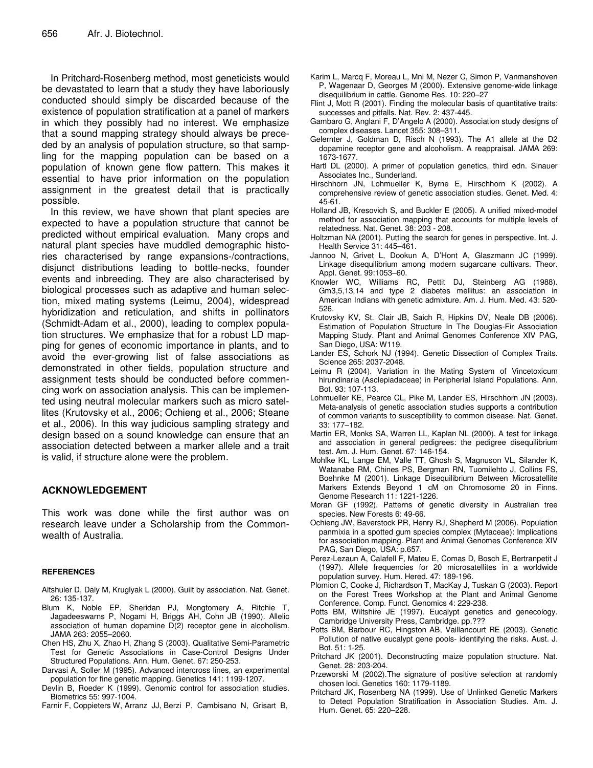In Pritchard-Rosenberg method, most geneticists would be devastated to learn that a study they have laboriously conducted should simply be discarded because of the existence of population stratification at a panel of markers in which they possibly had no interest. We emphasize that a sound mapping strategy should always be preceded by an analysis of population structure, so that sampling for the mapping population can be based on a population of known gene flow pattern. This makes it essential to have prior information on the population assignment in the greatest detail that is practically possible.

In this review, we have shown that plant species are expected to have a population structure that cannot be predicted without empirical evaluation. Many crops and natural plant species have muddled demographic histories characterised by range expansions-/contractions, disjunct distributions leading to bottle-necks, founder events and inbreeding. They are also characterised by biological processes such as adaptive and human selection, mixed mating systems (Leimu, 2004), widespread hybridization and reticulation, and shifts in pollinators (Schmidt-Adam et al., 2000), leading to complex population structures. We emphasize that for a robust LD mapping for genes of economic importance in plants, and to avoid the ever-growing list of false associations as demonstrated in other fields, population structure and assignment tests should be conducted before commencing work on association analysis. This can be implemented using neutral molecular markers such as micro satellites (Krutovsky et al., 2006; Ochieng et al., 2006; Steane et al., 2006). In this way judicious sampling strategy and design based on a sound knowledge can ensure that an association detected between a marker allele and a trait is valid, if structure alone were the problem.

## ACKNOWLEDGEMENT

This work was done while the first author was on research leave under a Scholarship from the Commonwealth of Australia.

### REFERENCES

Altshuler D, Daly M, Kruglyak L (2000). Guilt by association. Nat. Genet. 26: 135-137.

Blum K, Noble EP, Sheridan PJ, Mongtomery A, Ritchie T, Jagadeeswarns P, Nogami H, Briggs AH, Cohn JB (1990). Allelic association of human dopamine D(2) receptor gene in alcoholism. JAMA 263: 2055–2060.

Chen HS, Zhu X, Zhao H, Zhang S (2003). Qualitative Semi-Parametric Test for Genetic Associations in Case-Control Designs Under Structured Populations. Ann. Hum. Genet. 67: 250-253.

Darvasi A, Soller M (1995). Advanced intercross lines, an experimental population for fine genetic mapping. Genetics 141: 1199-1207.

Devlin B, Roeder K (1999). Genomic control for association studies. Biometrics 55: 997-1004.

Farnir F, Coppieters W, Arranz JJ, Berzi P, Cambisano N, Grisart B, Karim L, Marcq F, Moreau L, Mni M, Nezer C, Simon P, Vanmanshoven P, Wagenaar D, Georges M (2000). Extensive genome-wide linkage disequilibrium in cattle. Genome Res. 10: 220–27

Flint J, Mott R (2001). Finding the molecular basis of quantitative traits: successes and pitfalls. Nat. Rev. 2: 437-445.

Gambaro G, Anglani F, D'Angelo A (2000). Association study designs of complex diseases. Lancet 355: 308–311.

Gelernter J, Goldman D, Risch N (1993). The A1 allele at the D2 dopamine receptor gene and alcoholism. A reappraisal. JAMA 269: 1673-1677.

Hartl DL (2000). A primer of population genetics, third edn. Sinauer Associates Inc., Sunderland.

Hirschhorn JN, Lohmueller K, Byrne E, Hirschhorn K (2002). A comprehensive review of genetic association studies. Genet. Med. 4: 45-61.

Holland JB, Kresovich S, and Buckler E (2005). A unified mixed-model method for association mapping that accounts for multiple levels of relatedness. Nat. Genet. 38: 203 - 208.

Holtzman NA (2001). Putting the search for genes in perspective. Int. J. Health Service 31: 445–461.

Jannoo N, Grivet L, Dookun A, D'Hont A, Glaszmann JC (1999). Linkage disequilibrium among modern sugarcane cultivars. Theor. Appl. Genet. 99:1053–60.

Knowler WC, Williams RC, Pettit DJ, Steinberg AG (1988). Gm3,5,13,14 and type 2 diabetes mellitus: an association in American Indians with genetic admixture. Am. J. Hum. Med. 43: 520-526.

Krutovsky KV, St. Clair JB, Saich R, Hipkins DV, Neale DB (2006). Estimation of Population Structure In The Douglas-Fir Association Mapping Study. Plant and Animal Genomes Conference XIV PAG, San Diego, USA: W119.

Lander ES, Schork NJ (1994). Genetic Dissection of Complex Traits. Science 265: 2037-2048.

Leimu R (2004). Variation in the Mating System of Vincetoxicum hirundinaria (Asclepiadaceae) in Peripherial Island Populations. Ann. Bot. 93: 107-113.

Lohmueller KE, Pearce CL, Pike M, Lander ES, Hirschhorn JN (2003). Meta-analysis of genetic association studies supports a contribution of common variants to susceptibility to common disease. Nat. Genet. 33: 177–182.

Martin ER, Monks SA, Warren LL, Kaplan NL (2000). A test for linkage and association in general pedigrees: the pedigree disequilibrium test. Am. J. Hum. Genet. 67: 146-154.

Mohlke KL, Lange EM, Valle TT, Ghosh S, Magnuson VL, Silander K, Watanabe RM, Chines PS, Bergman RN, Tuomilehto J, Collins FS, Boehnke M (2001). Linkage Disequilibrium Between Microsatellite Markers Extends Beyond 1 cM on Chromosome 20 in Finns. Genome Research 11: 1221-1226.

Moran GF (1992). Patterns of genetic diversity in Australian tree species. New Forests 6: 49-66.

Ochieng JW, Baverstock PR, Henry RJ, Shepherd M (2006). Population panmixia in a spotted gum species complex (Mytaceae): Implications for association mapping. Plant and Animal Genomes Conference XIV PAG, San Diego, USA: p.657.

Perez-Lezaun A, Calafell F, Mateu E, Comas D, Bosch E, Bertranpetit J (1997). Allele frequencies for 20 microsatellites in a worldwide population survey. Hum. Hered. 47: 189-196.

Plomion C, Cooke J, Richardson T, MacKay J, Tuskan G (2003). Report on the Forest Trees Workshop at the Plant and Animal Genome Conference. Comp. Funct. Genomics 4: 229-238.

Potts BM, Wiltshire JE (1997). Eucalypt genetics and genecology. Cambridge University Press, Cambridge. pp.???

Potts BM, Barbour RC, Hingston AB, Vaillancourt RE (2003). Genetic Pollution of native eucalypt gene pools- identifying the risks. Aust. J. Bot. 51: 1-25.

Pritchard JK (2001). Deconstructing maize population structure. Nat. Genet. 28: 203-204.

Przeworski M (2002).The signature of positive selection at randomly chosen loci. Genetics 160: 1179-1189.

Pritchard JK, Rosenberg NA (1999). Use of Unlinked Genetic Markers to Detect Population Stratification in Association Studies. Am. J. Hum. Genet. 65: 220–228.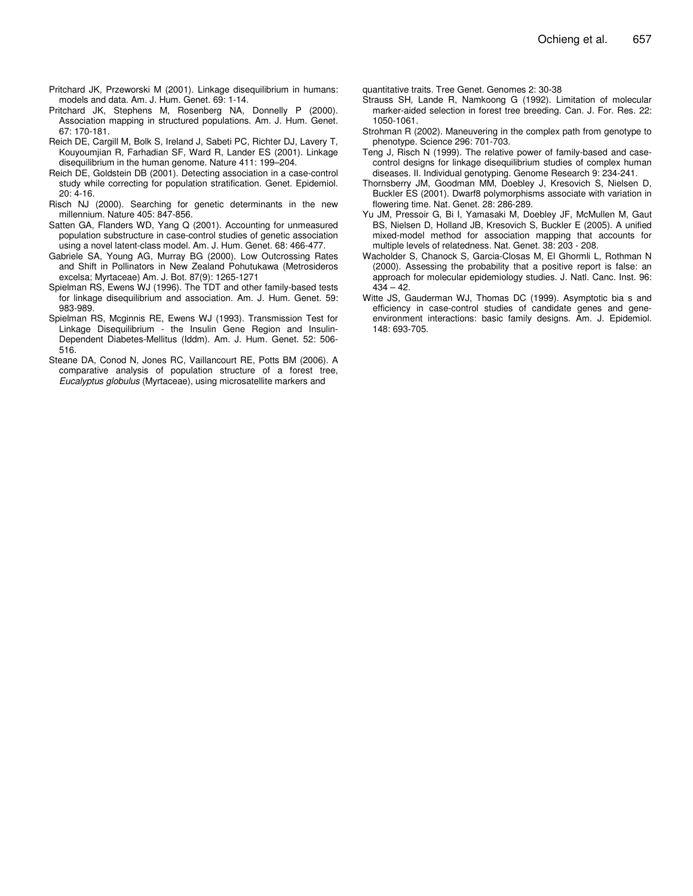Pritchard JK, Przeworski M (2001). Linkage disequilibrium in humans: models and data. Am. J. Hum. Genet. 69: 1-14.

Pritchard JK, Stephens M, Rosenberg NA, Donnelly P (2000). Association mapping in structured populations. Am. J. Hum. Genet. 67: 170-181.

Reich DE, Cargill M, Bolk S, Ireland J, Sabeti PC, Richter DJ, Lavery T, Kouyoumjian R, Farhadian SF, Ward R, Lander ES (2001). Linkage disequilibrium in the human genome. Nature 411: 199–204.

Reich DE, Goldstein DB (2001). Detecting association in a case-control study while correcting for population stratification. Genet. Epidemiol. 20: 4-16.

Risch NJ (2000). Searching for genetic determinants in the new millennium. Nature 405: 847-856.

Satten GA, Flanders WD, Yang Q (2001). Accounting for unmeasured population substructure in case-control studies of genetic association using a novel latent-class model. Am. J. Hum. Genet. 68: 466-477.

Gabriele SA, Young AG, Murray BG (2000). Low Outcrossing Rates and Shift in Pollinators in New Zealand Pohutukawa (Metrosideros excelsa; Myrtaceae) Am. J. Bot. 87(9): 1265-1271

Spielman RS, Ewens WJ (1996). The TDT and other family-based tests for linkage disequilibrium and association. Am. J. Hum. Genet. 59: 983-989.

Spielman RS, Mcginnis RE, Ewens WJ (1993). Transmission Test for Linkage Disequilibrium - the Insulin Gene Region and Insulin-Dependent Diabetes-Mellitus (Iddm). Am. J. Hum. Genet. 52: 506-516.

Steane DA, Conod N, Jones RC, Vaillancourt RE, Potts BM (2006). A comparative analysis of population structure of a forest tree, *Eucalyptus globulus* (Myrtaceae), using microsatellite markers and quantitative traits. Tree Genet. Genomes 2: 30-38

Strauss SH, Lande R, Namkoong G (1992). Limitation of molecular marker-aided selection in forest tree breeding. Can. J. For. Res. 22: 1050-1061.

Strohman R (2002). Maneuvering in the complex path from genotype to phenotype. Science 296: 701-703.

Teng J, Risch N (1999). The relative power of family-based and case-control designs for linkage disequilibrium studies of complex human diseases. II. Individual genotyping. Genome Research 9: 234-241.

Thornsberry JM, Goodman MM, Doebley J, Kresovich S, Nielsen D, Buckler ES (2001). Dwarf8 polymorphisms associate with variation in flowering time. Nat. Genet. 28: 286-289.

Yu JM, Pressoir G, Bi I, Yamasaki M, Doebley JF, McMullen M, Gaut BS, Nielsen D, Holland JB, Kresovich S, Buckler E (2005). A unified mixed-model method for association mapping that accounts for multiple levels of relatedness. Nat. Genet. 38: 203 - 208.

Wacholder S, Chanock S, Garcia-Closas M, El Ghormli L, Rothman N (2000). Assessing the probability that a positive report is false: an approach for molecular epidemiology studies. J. Natl. Canc. Inst. 96: 434 – 42.

Witte JS, Gauderman WJ, Thomas DC (1999). Asymptotic bia s and efficiency in case-control studies of candidate genes and gene-environment interactions: basic family designs. Am. J. Epidemiol. 148: 693-705.